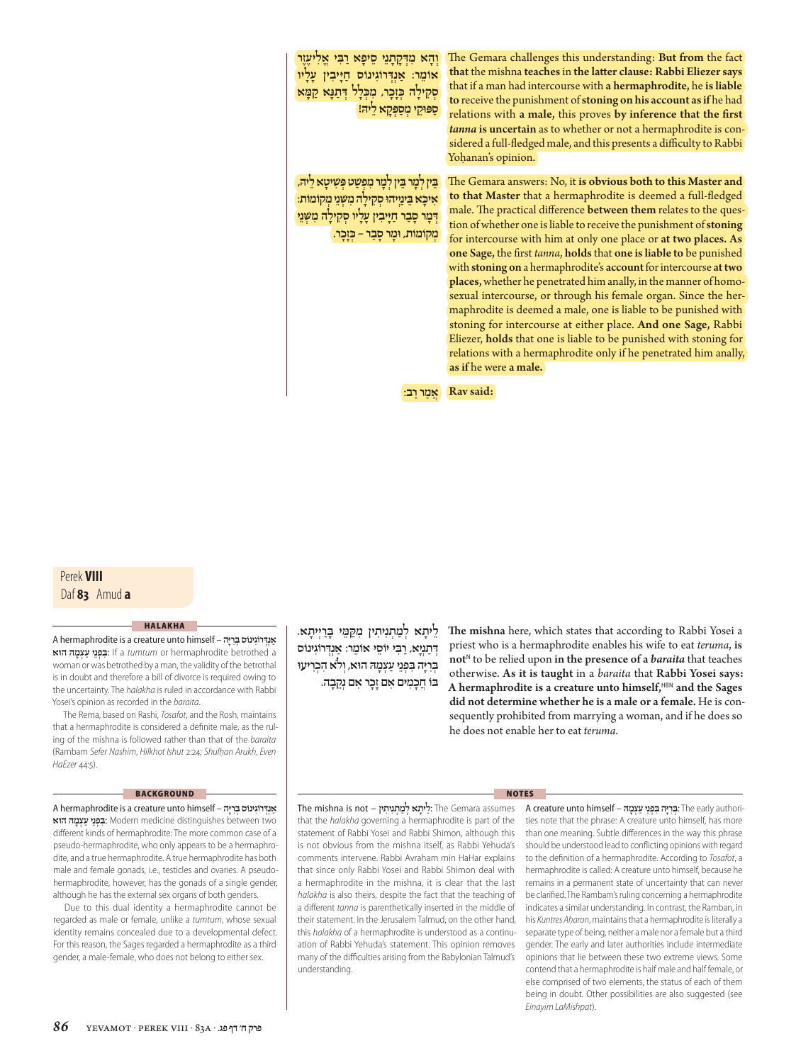וְהָא מִדְּקָתָנֵי סֵיפָא רַבִּי אֱלִיעֶזֶר אוֹמֵר: אַנְדְּרוֹגִינוֹס חַיָּיבִין עָלָיו סְקִילָה כְּזָכָר, מִכְּלָל דְּתַנָּא קַמָּא סַפּוֹקֵי מְסַפְּקָא לֵיהּ!

**The Gemara challenges this understanding: But from** the fact **that** the mishna **teaches** in **the latter clause: Rabbi Eliezer says** that if a man had intercourse with **a hermaphrodite,** he **is liable to** receive the punishment of **stoning on his account as if** he had relations with **a male,** this proves **by inference that the first** ***tanna*** **is uncertain** as to whether or not a hermaphrodite is considered a full-fledged male, and this presents a difficulty to Rabbi Yoḥanan's opinion.

בֵּין לְמָר בֵּין לְמָר מִפְשַׁט פְּשִׁיטָא לֵיהּ, אִיכָּא בֵּינַיְיהוּ סְקִילָה מִשְּׁנֵי מְקוֹמוֹת: דְּמָר סָבַר חַיָּיבִין עָלָיו סְקִילָה מִשְּׁנֵי מְקוֹמוֹת, וּמָר סָבַר – כְּזָכָר.

The Gemara answers: No, it **is obvious both to this Master and to that Master** that a hermaphrodite is deemed a full-fledged male. The practical difference **between them** relates to the question of whether one is liable to receive the punishment of **stoning** for intercourse with him at only one place or **at two places. As one Sage,** the first *tanna*, **holds** that **one is liable to** be punished with **stoning on** a hermaphrodite's **account** for intercourse **at two places,** whether he penetrated him anally, in the manner of homosexual intercourse, or through his female organ. Since the hermaphrodite is deemed a male, one is liable to be punished with stoning for intercourse at either place. **And one Sage,** Rabbi Eliezer, **holds** that one is liable to be punished with stoning for relations with a hermaphrodite only if he penetrated him anally, **as if** he were **a male.**

אֲמַר רַב:

**Rav said:**

---

לֵיתָא לְמַתְנִיתִין מִקַּמֵּי בָּרַיְיתָא. דְּתַנְיָא, רַבִּי יוֹסֵי אוֹמֵר: אַנְדְּרוֹגִינוֹס בְּרִיָּה בִּפְנֵי עַצְמָהּ הוּא, וְלֹא הִכְרִיעוּ בּוֹ חֲכָמִים אִם זָכָר אִם נְקֵבָה.

**The mishna** here, which states that according to Rabbi Yosei a priest who is a hermaphrodite enables his wife to eat *teruma*, **is not**[N] to be relied upon **in the presence of a** ***baraita*** that teaches otherwise. **As it is taught** in a *baraita* that **Rabbi Yosei says: A hermaphrodite is a creature unto himself,**[HBN] **and the Sages did not determine whether he is a male or a female.** He is consequently prohibited from marrying a woman, and if he does so he does not enable her to eat *teruma*.

### HALAKHA

**A hermaphrodite is a creature unto himself – אַנְדְּרוֹגִינוֹס בְּרִיָּה בִּפְנֵי עַצְמָהּ הוּא:** If a *tumtum* or hermaphrodite betrothed a woman or was betrothed by a man, the validity of the betrothal is in doubt and therefore a bill of divorce is required owing to the uncertainty. The *halakha* is ruled in accordance with Rabbi Yosei's opinion as recorded in the *baraita*.

The Rema, based on Rashi, *Tosafot*, and the Rosh, maintains that a hermaphrodite is considered a definite male, as the ruling of the mishna is followed rather than that of the *baraita* (Rambam *Sefer Nashim*, *Hilkhot Ishut* 2:24; *Shulḥan Arukh*, *Even HaEzer* 44:5).

### BACKGROUND

**A hermaphrodite is a creature unto himself – אַנְדְּרוֹגִינוֹס בְּרִיָּה בִּפְנֵי עַצְמָהּ הוּא:** Modern medicine distinguishes between two different kinds of hermaphrodite: The more common case of a pseudo-hermaphrodite, who only appears to be a hermaphrodite, and a true hermaphrodite. A true hermaphrodite has both male and female gonads, i.e., testicles and ovaries. A pseudo-hermaphrodite, however, has the gonads of a single gender, although he has the external sex organs of both genders.

Due to this dual identity a hermaphrodite cannot be regarded as male or female, unlike a *tumtum*, whose sexual identity remains concealed due to a developmental defect. For this reason, the Sages regarded a hermaphrodite as a third gender, a male-female, who does not belong to either sex.

### NOTES

**The mishna is not – לֵיתָא לְמַתְנִיתִין:** The Gemara assumes that the *halakha* governing a hermaphrodite is part of the statement of Rabbi Yosei and Rabbi Shimon, although this is not obvious from the mishna itself, as Rabbi Yehuda's comments intervene. Rabbi Avraham min HaHar explains that since only Rabbi Yosei and Rabbi Shimon deal with a hermaphrodite in the mishna, it is clear that the last *halakha* is also theirs, despite the fact that the teaching of a different *tanna* is parenthetically inserted in the middle of their statement. In the Jerusalem Talmud, on the other hand, this *halakha* of a hermaphrodite is understood as a continuation of Rabbi Yehuda's statement. This opinion removes many of the difficulties arising from the Babylonian Talmud's understanding.

**A creature unto himself – בְּרִיָּה בִּפְנֵי עַצְמָהּ:** The early authorities noted that the phrase: A creature unto himself, has more than one meaning. Subtle differences in the way this phrase should be understood lead to conflicting opinions with regard to the definition of a hermaphrodite. According to *Tosafot*, a hermaphrodite is called: A creature unto himself, because he remains in a permanent state of uncertainty that can never be clarified. The Rambam's ruling concerning a hermaphrodite indicates a similar understanding. In contrast, the Ramban, in his *Kuntres Aḥaron*, maintains that a hermaphrodite is literally a separate type of being, neither a male nor a female but a third gender. The early and later authorities include intermediate opinions that lie between these two extreme views. Some contend that a hermaphrodite is half male and half female, or else comprised of two elements, the status of each of them being in doubt. Other possibilities are also suggested (see *Einayim LaMishpat*).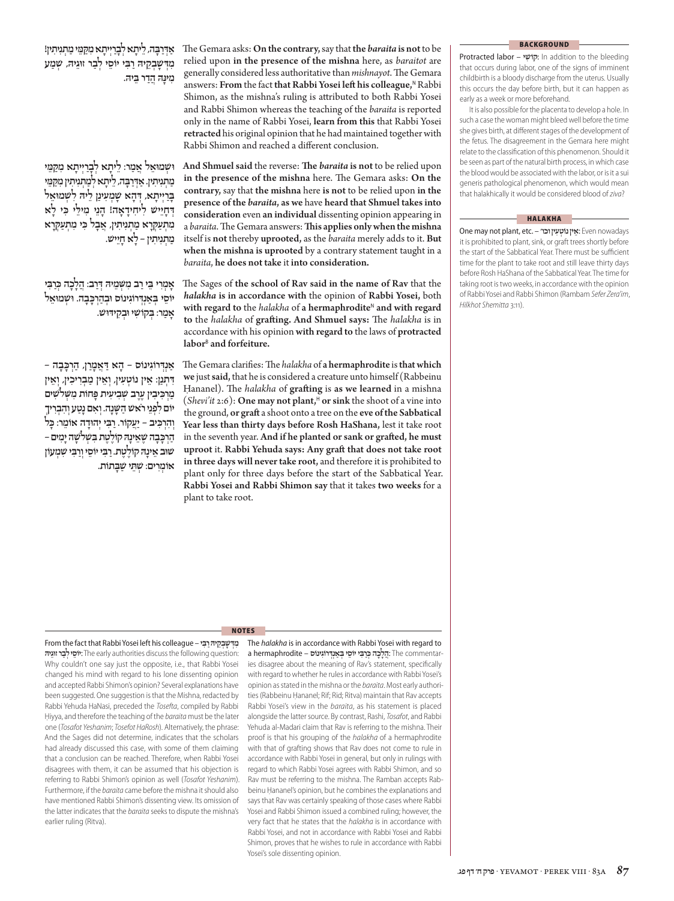אַדְּרַבָּה, לֵיתָא לְבָרַיְיתָא מִקַּמֵּי מַתְנִיתִין! מִדְּשַׁבְקֵיהּ רַבִּי יוֹסֵי לְבַר זוּגֵיהּ, שְׁמַע מִינַּהּ הֲדַר בֵּיהּ.

The Gemara asks: **On the contrary,** say that **the *baraita* is not** to be relied upon **in the presence of the mishna** here, as *baraitot* are generally considered less authoritative than *mishnayot*. The Gemara answers: **From** the fact **that Rabbi Yosei left his colleague,**[N] Rabbi Shimon, as the mishna's ruling is attributed to both Rabbi Yosei and Rabbi Shimon whereas the teaching of the *baraita* is reported only in the name of Rabbi Yosei, **learn from this** that Rabbi Yosei **retracted** his original opinion that he had maintained together with Rabbi Shimon and reached a different conclusion.

וּשְׁמוּאֵל אָמַר: לֵיתָא לְבָרַיְיתָא מִקַּמֵּי מַתְנִיתִין. אַדְּרַבָּה, לֵיתָא לְמַתְנִיתִין מִקַּמֵּי בָרַיְיתָא, דְּהָא שָׁמְעִינַן לֵיהּ לִשְׁמוּאֵל דְּחָיֵישׁ לְיָחִידָאָה! הָנֵי מִילֵּי כִּי לָא מִתְעַקְרָא מַתְנִיתִין, אֲבָל כִּי מִתְעַקְרָא מַתְנִיתִין – לָא חָיֵישׁ.

**And Shmuel said** the reverse: **The *baraita* is not** to be relied upon **in the presence of the mishna** here. The Gemara asks: **On the contrary,** say that **the mishna** here **is not** to be relied upon **in the presence of the *baraita*, as we** have **heard that Shmuel takes into consideration** even **an individual** dissenting opinion appearing in a *baraita*. The Gemara answers: **This applies only when the mishna** itself is **not** thereby **uprooted,** as the *baraita* merely adds to it. **But when the mishna is uprooted** by a contrary statement taught in a *baraita*, **he does not take** it **into consideration.**

אָמְרִי בֵּי רַב מִשְּׁמֵיהּ דְּרַב: הֲלָכָה כְּרַבִּי יוֹסֵי בְּאַנְדְּרוֹגִינוֹס וּבְהַרְכָּבָה. וּשְׁמוּאֵל אָמַר: בְּקוֹשִׁי וּבְקִידּוּשׁ.

The Sages of **the school of Rav said in the name of Rav** that the *halakha* **is in accordance with** the opinion of **Rabbi Yosei,** both **with regard to** the *halakha* of **a hermaphrodite**[N] **and with regard to** the *halakha* of **grafting. And Shmuel says:** The *halakha* is in accordance with his opinion **with regard to** the laws of **protracted labor**[B] **and forfeiture.**

אַנְדְּרוֹגִינוֹס – הָא דַּאֲמַרַן, הַרְכָּבָה – דִּתְנַן: אֵין נוֹטְעִין, וְאֵין מַבְרִיכִין, וְאֵין מַרְכִּיבִין עֶרֶב שְׁבִיעִית פָּחוֹת מִשְּׁלֹשִׁים יוֹם לִפְנֵי רֹאשׁ הַשָּׁנָה. וְאִם נָטַע וְהִבְרִיךְ וְהִרְכִּיב – יַעֲקוֹר. רַבִּי יְהוּדָה אוֹמֵר: כׇּל הַרְכָּבָה שֶׁאֵינָהּ קוֹלֶטֶת בִּשְׁלֹשָׁה יָמִים – שׁוּב אֵינָהּ קוֹלֶטֶת. רַבִּי יוֹסֵי וְרַבִּי שִׁמְעוֹן אוֹמְרִים: שְׁתֵּי שַׁבָּתוֹת.

The Gemara clarifies: The *halakha* of **a hermaphrodite** is **that which we** just **said,** that he is considered a creature unto himself (Rabbeinu Ḥananel). The *halakha* of **grafting** is **as we learned** in a mishna (*Shevi'it* 2:6): **One may not plant,**[H] **or sink** the shoot of a vine into the ground, **or graft** a shoot onto a tree on the **eve of the Sabbatical Year less than thirty days before Rosh HaShana,** lest it take root in the seventh year. **And if he planted or sank or grafted, he must uproot** it. **Rabbi Yehuda says: Any graft that does not take root in three days will never take root,** and therefore it is prohibited to plant only for three days before the start of the Sabbatical Year. **Rabbi Yosei and Rabbi Shimon say** that it takes **two weeks** for a plant to take root.

### BACKGROUND

Protracted labor – קוֹשִׁי: In addition to the bleeding that occurs during labor, one of the signs of imminent childbirth is a bloody discharge from the uterus. Usually this occurs the day before birth, but it can happen as early as a week or more beforehand.

It is also possible for the placenta to develop a hole. In such a case the woman might bleed well before the time she gives birth, at different stages of the development of the fetus. The disagreement in the Gemara here might relate to the classification of this phenomenon. Should it be seen as part of the natural birth process, in which case the blood would be associated with the labor, or is it a sui generis pathological phenomenon, which would mean that halakhically it would be considered blood of *ziva*?

### HALAKHA

One may not plant, etc. – אֵין נוֹטְעִין וכו׳: Even nowadays it is prohibited to plant, sink, or graft trees shortly before the start of the Sabbatical Year. There must be sufficient time for the plant to take root and still leave thirty days before Rosh HaShana of the Sabbatical Year. The time for taking root is two weeks, in accordance with the opinion of Rabbi Yosei and Rabbi Shimon (Rambam *Sefer Zera'im*, *Hilkhot Shemitta* 3:11).

### NOTES

From the fact that Rabbi Yosei left his colleague – מִדְּשַׁבְקֵיהּ רַבִּי יוֹסֵי לְבַר זוּגֵיהּ: The early authorities discuss the following question: Why couldn't one say just the opposite, i.e., that Rabbi Yosei changed his mind with regard to his lone dissenting opinion and accepted Rabbi Shimon's opinion? Several explanations have been suggested. One suggestion is that the Mishna, redacted by Rabbi Yehuda HaNasi, preceded the *Tosefta*, compiled by Rabbi Ḥiyya, and therefore the teaching of the *baraita* must be the later one (*Tosafot Yeshanim*; *Tosefot HaRosh*). Alternatively, the phrase: And the Sages did not determine, indicates that the scholars had already discussed this case, with some of them claiming that a conclusion can be reached. Therefore, when Rabbi Yosei disagrees with them, it can be assumed that his objection is referring to Rabbi Shimon's opinion as well (*Tosafot Yeshanim*). Furthermore, if the *baraita* came before the mishna it should also have mentioned Rabbi Shimon's dissenting view. Its omission of the latter indicates that the *baraita* seeks to dispute the mishna's earlier ruling (Ritva).

The *halakha* is in accordance with Rabbi Yosei with regard to a hermaphrodite – הֲלָכָה כְּרַבִּי יוֹסֵי בְּאַנְדְּרוֹגִינוֹס: The commentaries disagree about the meaning of Rav's statement, specifically with regard to whether he rules in accordance with Rabbi Yosei's opinion as stated in the mishna or the *baraita*. Most early authorities (Rabbeinu Ḥananel; Rif; Rid; Ritva) maintain that Rav accepts Rabbi Yosei's view in the *baraita*, as his statement is placed alongside the latter source. By contrast, Rashi, *Tosafot*, and Rabbi Yehuda al-Madari claim that Rav is referring to the mishna. Their proof is that his grouping of the *halakha* of a hermaphrodite with that of grafting shows that Rav does not come to rule in accordance with Rabbi Yosei in general, but only in rulings with regard to which Rabbi Yosei agrees with Rabbi Shimon, and so Rav must be referring to the mishna. The Ramban accepts Rabbeinu Ḥananel's opinion, but he combines the explanations and says that Rav was certainly speaking of those cases where Rabbi Yosei and Rabbi Shimon issued a combined ruling; however, the very fact that he states that the *halakha* is in accordance with Rabbi Yosei, and not in accordance with Rabbi Yosei and Rabbi Shimon, proves that he wishes to rule in accordance with Rabbi Yosei's sole dissenting opinion.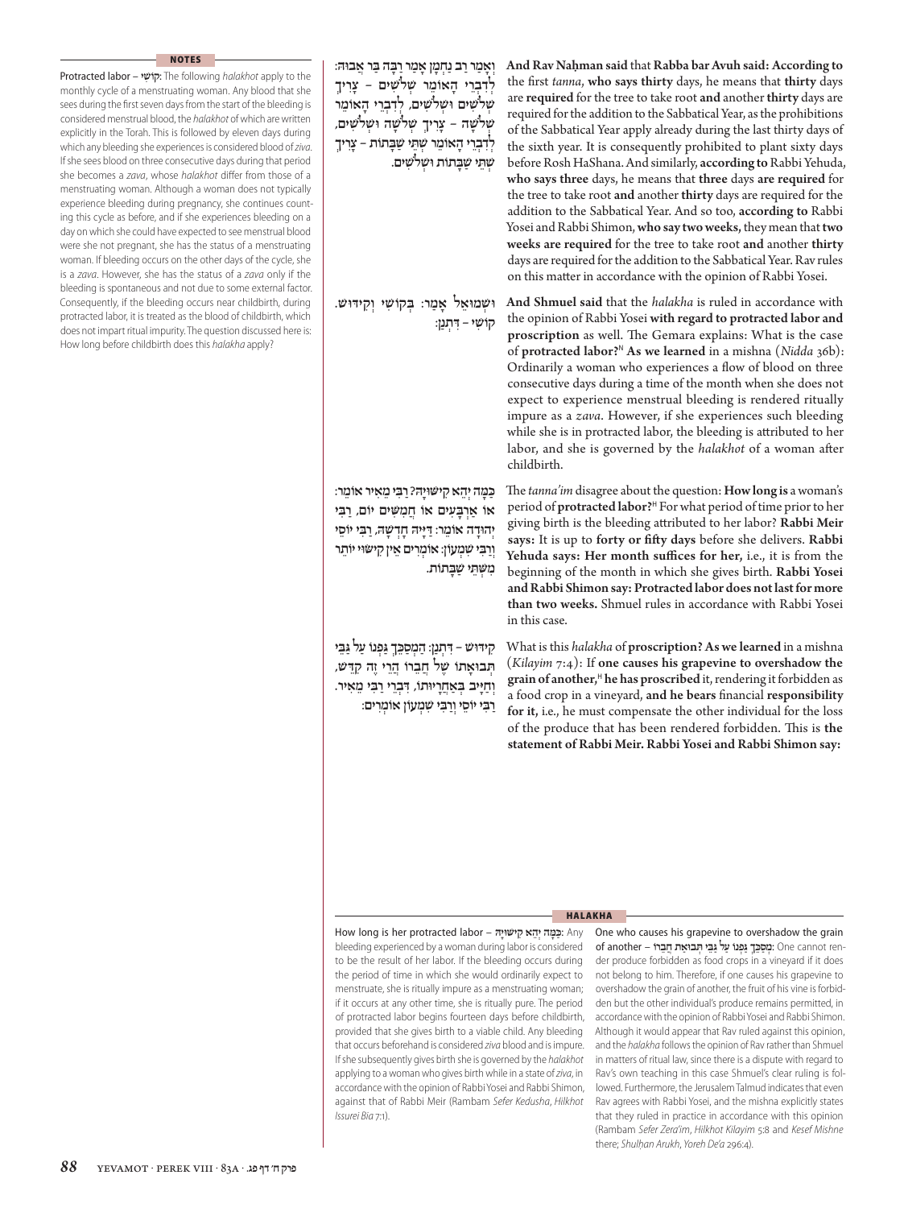## NOTES

**Protracted labor** – **קוֹשִׁי**: The following *halakhot* apply to the monthly cycle of a menstruating woman. Any blood that she sees during the first seven days from the start of the bleeding is considered menstrual blood, the *halakhot* of which are written explicitly in the Torah. This is followed by eleven days during which any bleeding she experiences is considered blood of *ziva*. If she sees blood on three consecutive days during that period she becomes a *zava*, whose *halakhot* differ from those of a menstruating woman. Although a woman does not typically experience bleeding during pregnancy, she continues counting this cycle as before, and if she experiences bleeding on a day on which she could have expected to see menstrual blood were she not pregnant, she has the status of a menstruating woman. If bleeding occurs on the other days of the cycle, she is a *zava*. However, she has the status of a *zava* only if the bleeding is spontaneous and not due to some external factor. Consequently, if the bleeding occurs near childbirth, during protracted labor, it is treated as the blood of childbirth, which does not impart ritual impurity. The question discussed here is: How long before childbirth does this *halakha* apply?

וְאָמַר רַב נַחְמָן אָמַר רַבָּה בַּר אֲבוּהּ: לְדִבְרֵי הָאוֹמֵר שְׁלֹשִׁים – צָרִיךְ שְׁלֹשִׁים וּשְׁלֹשִׁים, לְדִבְרֵי הָאוֹמֵר שְׁלֹשָׁה – צָרִיךְ שְׁלֹשָׁה וּשְׁלֹשִׁים, לְדִבְרֵי הָאוֹמֵר שְׁתֵּי שַׁבָּתוֹת – צָרִיךְ שְׁתֵּי שַׁבָּתוֹת וּשְׁלֹשִׁים.

**And Rav Naḥman said** that **Rabba bar Avuh said: According to** the first *tanna*, **who says thirty** days, he means that **thirty** days are **required** for the tree to take root **and** another **thirty** days are required for the addition to the Sabbatical Year, as the prohibitions of the Sabbatical Year apply already during the last thirty days of the sixth year. It is consequently prohibited to plant sixty days before Rosh HaShana. And similarly, **according to** Rabbi Yehuda, **who says three** days, he means that **three** days **are required** for the tree to take root **and** another **thirty** days are required for the addition to the Sabbatical Year. And so too, **according to** Rabbi Yosei and Rabbi Shimon, **who say two weeks,** they mean that **two weeks are required** for the tree to take root **and** another **thirty** days are required for the addition to the Sabbatical Year. Rav rules on this matter in accordance with the opinion of Rabbi Yosei.

וּשְׁמוּאֵל אָמַר: בְּקוֹשִׁי וְקִידּוּשׁ. קוֹשִׁי – דִּתְנַן:

**And Shmuel said** that the *halakha* is ruled in accordance with the opinion of Rabbi Yosei **with regard to protracted labor and proscription** as well. The Gemara explains: What is the case of **protracted labor?**[N] **As we learned** in a mishna (*Nidda* 36b): Ordinarily a woman who experiences a flow of blood on three consecutive days during a time of the month when she does not expect to experience menstrual bleeding is rendered ritually impure as a *zava*. However, if she experiences such bleeding while she is in protracted labor, the bleeding is attributed to her labor, and she is governed by the *halakhot* of a woman after childbirth.

כַּמָּה יְהֵא קִישׁוּיָהּ? רַבִּי מֵאִיר אוֹמֵר: אוֹ אַרְבָּעִים אוֹ חֲמִשִּׁים יוֹם, רַבִּי יְהוּדָה אוֹמֵר: דַּיָּיהּ חָדְשָׁהּ, רַבִּי יוֹסֵי וְרַבִּי שִׁמְעוֹן אוֹמְרִים אֵין קִישּׁוּי יוֹתֵר מִשְּׁתֵּי שַׁבָּתוֹת.

The *tanna'im* disagree about the question: **How long is** a woman's period of **protracted labor?**[H] For what period of time prior to her giving birth is the bleeding attributed to her labor? **Rabbi Meir says:** It is up to **forty or fifty days** before she delivers. **Rabbi Yehuda says: Her month suffices for her,** i.e., it is from the beginning of the month in which she gives birth. **Rabbi Yosei and Rabbi Shimon say: Protracted labor does not last for more than two weeks.** Shmuel rules in accordance with Rabbi Yosei in this case.

קִידּוּשׁ – דִּתְנַן: הַמְסַכֵּךְ גַּפְנוֹ עַל גַּבֵּי תְּבוּאָתוֹ שֶׁל חֲבֵירוֹ הֲרֵי זֶה קִדֵּשׁ, וְחַיָּיב בְּאַחֲרָיוּתוֹ, דִּבְרֵי רַבִּי מֵאִיר. רַבִּי יוֹסֵי וְרַבִּי שִׁמְעוֹן אוֹמְרִים:

What is this *halakha* of **proscription? As we learned** in a mishna (*Kilayim* 7:4): If **one causes his grapevine to overshadow the grain of another,**[H] **he has proscribed** it, rendering it forbidden as a food crop in a vineyard, **and he bears** financial **responsibility for it,** i.e., he must compensate the other individual for the loss of the produce that has been rendered forbidden. This is **the statement of Rabbi Meir. Rabbi Yosei and Rabbi Shimon say:**

## HALAKHA

**How long is her protracted labor** – **כַּמָּה יְהֵא קִישׁוּיָהּ**: Any bleeding experienced by a woman during labor is considered to be the result of her labor. If the bleeding occurs during the period of time in which she would ordinarily expect to menstruate, she is ritually impure as a menstruating woman; if it occurs at any other time, she is ritually pure. The period of protracted labor begins fourteen days before childbirth, provided that she gives birth to a viable child. Any bleeding that occurs beforehand is considered *ziva* blood and is impure. If she subsequently gives birth she is governed by the *halakhot* applying to a woman who gives birth while in a state of *ziva*, in accordance with the opinion of Rabbi Yosei and Rabbi Shimon, against that of Rabbi Meir (Rambam *Sefer Kedusha*, *Hilkhot Issurei Bia* 7:1).

**One who causes his grapevine to overshadow the grain of another** – **מְסַכֵּךְ גַּפְנוֹ עַל גַּבֵּי תְּבוּאַת חֲבֵרוֹ**: One cannot render produce forbidden as food crops in a vineyard if it does not belong to him. Therefore, if one causes his grapevine to overshadow the grain of another, the fruit of his vine is forbidden but the other individual's produce remains permitted, in accordance with the opinion of Rabbi Yosei and Rabbi Shimon. Although it would appear that Rav ruled against this opinion, and the *halakha* follows the opinion of Rav rather than Shmuel in matters of ritual law, since there is a dispute with regard to Rav's own teaching in this case Shmuel's clear ruling is followed. Furthermore, the Jerusalem Talmud indicates that even Rav agrees with Rabbi Yosei, and the mishna explicitly states that they ruled in practice in accordance with this opinion (Rambam *Sefer Zera'im*, *Hilkhot Kilayim* 5:8 and *Kesef Mishne* there; *Shulḥan Arukh*, *Yoreh De'a* 296:4).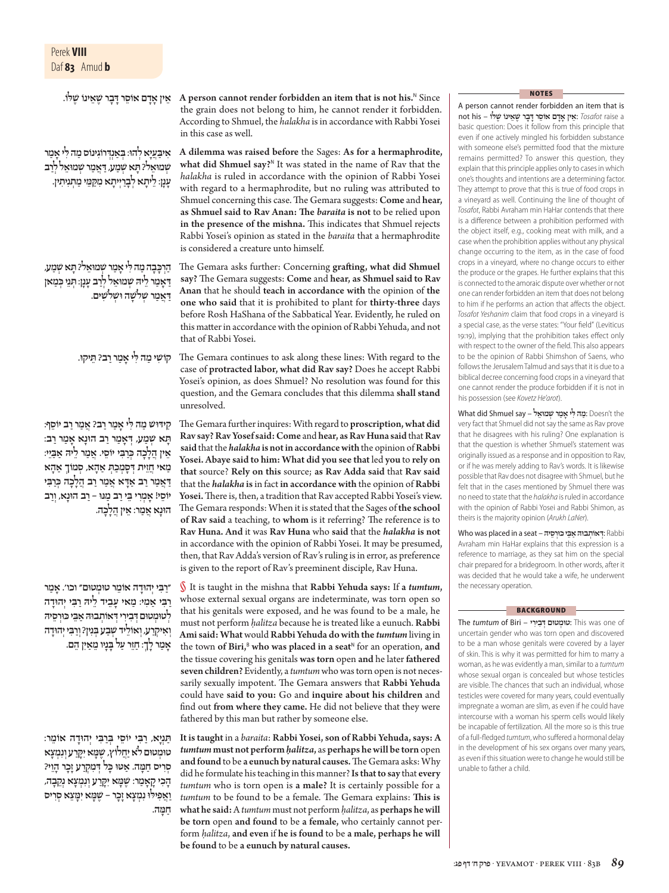אֵין אָדָם אוֹסֵר דָּבָר שֶׁאֵינוֹ שֶׁלּוֹ.

**A person cannot render forbidden an item that is not his.**[N] Since the grain does not belong to him, he cannot render it forbidden. According to Shmuel, the *halakha* is in accordance with Rabbi Yosei in this case as well.

אִיבַּעְיָא לְהוּ: בְּאַנְדְּרוֹגִינוֹס מָה לִי אָמַר שְׁמוּאֵל? תָּא שְׁמַע, דַּאֲמַר שְׁמוּאֵל לְרַב עָנָן: לֵיתָא לְבָרַיְיתָא מִקַּמֵּי מַתְנִיתִין.

**A dilemma was raised before** the Sages: **As for a hermaphrodite, what did Shmuel say?**[N] It was stated in the name of Rav that the *halakha* is ruled in accordance with the opinion of Rabbi Yosei with regard to a hermaphrodite, but no ruling was attributed to Shmuel concerning this case. The Gemara suggests: **Come** and **hear, as Shmuel said to Rav Anan: The** ***baraita*** **is not** to be relied upon **in the presence of the mishna.** This indicates that Shmuel rejects Rabbi Yosei's opinion as stated in the *baraita* that a hermaphrodite is considered a creature unto himself.

הַרְכָּבָה מָה לִי אָמַר שְׁמוּאֵל? תָּא שְׁמַע, דַּאֲמַר לֵיהּ שְׁמוּאֵל לְרַב עָנָן: תְּנֵי כְּמַאן דַּאֲמַר שְׁלֹשָׁה וּשְׁלֹשִׁים.

The Gemara asks further: Concerning **grafting, what did Shmuel say?** The Gemara suggests: **Come** and **hear, as Shmuel said to Rav Anan** that he should **teach in accordance with** the opinion of **the one who said** that it is prohibited to plant for **thirty-three** days before Rosh HaShana of the Sabbatical Year. Evidently, he ruled on this matter in accordance with the opinion of Rabbi Yehuda, and not that of Rabbi Yosei.

קוֹשִׁי מָה לִי אָמַר רַב? תֵּיקוּ.

The Gemara continues to ask along these lines: With regard to the case of **protracted labor, what did Rav say?** Does he accept Rabbi Yosei's opinion, as does Shmuel? No resolution was found for this question, and the Gemara concludes that this dilemma **shall stand** unresolved.

קִידּוּשׁ מָה לִי אָמַר רַב? אָמַר רַב יוֹסֵף: תָּא שְׁמַע, דְּאָמַר רַב הוּנָא אָמַר רַב: אֵין הֲלָכָה כְּרַבִּי יוֹסֵי. אֲמַר לֵיהּ אַבָּיֵי: מַאי חָזֵית דְּסָמְכַתְּ אַהָא, סְמוֹךְ אַהָא דַּאֲמַר רַב אַדָּא אֲמַר רַב הֲלָכָה כְּרַבִּי יוֹסֵי! אָמְרִי בֵּי רַב מַנּוּ – רַב הוּנָא, וְרַב הוּנָא אָמַר: אֵין הֲלָכָה.

The Gemara further inquires: With regard to **proscription, what did Rav say? Rav Yosef said: Come** and **hear, as Rav Huna said** that **Rav said** that the *halakha* **is not in accordance with** the opinion of **Rabbi Yosei. Abaye said to him: What did you see that** led **you** to **rely on that** source? **Rely on this** source; **as Rav Adda said** that **Rav said** that the *halakha* **is** in fact **in accordance with** the opinion of **Rabbi Yosei.** There is, then, a tradition that Rav accepted Rabbi Yosei's view. The Gemara responds: When it is stated that the Sages of **the school of Rav said** a teaching, to **whom** is it referring? The reference is to **Rav Huna. And** it was **Rav Huna** who **said** that the *halakha* **is not** in accordance with the opinion of Rabbi Yosei. It may be presumed, then, that Rav Adda's version of Rav's ruling is in error, as preference is given to the report of Rav's preeminent disciple, Rav Huna.

״רַבִּי יְהוּדָה אוֹמֵר טוּמְטוּם״ וכו׳. אָמַר רַבִּי אַמֵּי: מַאי עָבֵיד לֵיהּ רַבִּי יְהוּדָה לְטוּמְטוּם דְּבִירִי דְּאוֹתְבוּהּ אַבֵּי כּוּרְסְיָיה וְאִיקְּרַע, וְאוֹלֵיד שִׁבְעָה בְּנִין? וְרַבִּי יְהוּדָה אָמַר לָךְ: חֲזֵר עַל בָּנָיו מֵאַיִן הֵם.

§ It is taught in the mishna that **Rabbi Yehuda says:** If **a** ***tumtum***, whose external sexual organs are indeterminate, was torn open so that his genitals were exposed, and he was found to be a male, he must not perform *ḥalitza* because he is treated like a eunuch. **Rabbi Ami said: What** would **Rabbi Yehuda do with the** ***tumtum*** living in the town **of Biri,**[B] **who was placed in a seat**[N] for an operation, **and** the tissue covering his genitals **was torn** open **and** he later **fathered seven children?** Evidently, a *tumtum* who was torn open is not necessarily sexually impotent. The Gemara answers that **Rabbi Yehuda** could have **said to you:** Go and **inquire about his children** and find out **from where they came.** He did not believe that they were fathered by this man but rather by someone else.

תַּנְיָא, רַבִּי יוֹסֵי בְּרַבִּי יְהוּדָה אוֹמֵר: טוּמְטוּם לֹא יַחֲלוֹץ, שֶׁמָּא יִקָּרַע וְנִמְצָא סְרִיס חַמָּה. אַטּוּ כׇּל דְּמִקְרַע זָכָר הָוֵי? הָכִי קָאָמַר: שֶׁמָּא יִקָּרַע וְנִמְצָא נְקֵבָה, וַאֲפִילּוּ נִמְצָא זָכָר – שֶׁמָּא יִמָּצֵא סְרִיס חַמָּה.

**It is taught** in a *baraita*: **Rabbi Yosei, son of Rabbi Yehuda, says: A** ***tumtum*** **must not perform** ***ḥalitza***, as **perhaps he will be torn** open **and found** to be **a eunuch by natural causes.** The Gemara asks: Why did he formulate his teaching in this manner? **Is that to say** that **every** *tumtum* who is torn open is **a male?** It is certainly possible for a *tumtum* to be found to be a female. The Gemara explains: **This is what he said:** A *tumtum* must not perform *ḥalitza*, as **perhaps he will be torn** open **and found** to be **a female,** who certainly cannot perform *ḥalitza*, **and even** if **he is found** to be **a male, perhaps he will be found** to be **a eunuch by natural causes.**

---

**NOTES**

**A person cannot render forbidden an item that is not his** – אֵין אָדָם אוֹסֵר דָּבָר שֶׁאֵינוֹ שֶׁלּוֹ: *Tosafot* raise a basic question: Does it follow from this principle that even if one actively mingled his forbidden substance with someone else's permitted food that the mixture remains permitted? To answer this question, they explain that this principle applies only to cases in which one's thoughts and intentions are a determining factor. They attempt to prove that this is true of food crops in a vineyard as well. Continuing the line of thought of *Tosafot*, Rabbi Avraham min HaHar contends that there is a difference between a prohibition performed with the object itself, e.g., cooking meat with milk, and a case when the prohibition applies without any physical change occurring to the item, as in the case of food crops in a vineyard, where no change occurs to either the produce or the grapes. He further explains that this is connected to the amoraic dispute over whether or not one can render forbidden an item that does not belong to him if he performs an action that affects the object. *Tosafot Yeshanim* claim that food crops in a vineyard is a special case, as the verse states: "Your field" (Leviticus 19:19), implying that the prohibition takes effect only with respect to the owner of the field. This also appears to be the opinion of Rabbi Shimshon of Saens, who follows the Jerusalem Talmud and says that it is due to a biblical decree concerning food crops in a vineyard that one cannot render the produce forbidden if it is not in his possession (see *Kovetz He'arot*).

**What did Shmuel say** – מָה לִי אָמַר שְׁמוּאֵל: Doesn't the very fact that Shmuel did not say the same as Rav prove that he disagrees with his ruling? One explanation is that the question is whether Shmuel's statement was originally issued as a response and in opposition to Rav, or if he was merely adding to Rav's words. It is likewise possible that Rav does not disagree with Shmuel, but he felt that in the cases mentioned by Shmuel there was no need to state that the *halakha* is ruled in accordance with the opinion of Rabbi Yosei and Rabbi Shimon, as theirs is the majority opinion (*Arukh LaNer*).

**Who was placed in a seat** – דְּאוֹתְבוּהּ אַבֵּי כּוּרְסְיָיה: Rabbi Avraham min HaHar explains that this expression is a reference to marriage, as they sat him on the special chair prepared for a bridegroom. In other words, after it was decided that he would take a wife, he underwent the necessary operation.

**BACKGROUND**

**The** ***tumtum*** **of Biri** – טוּמְטוּם דְּבִירִי: This was one of uncertain gender who was torn open and discovered to be a man whose genitals were covered by a layer of skin. This is why it was permitted for him to marry a woman, as he was evidently a man, similar to a *tumtum* whose sexual organ is concealed but whose testicles are visible. The chances that such an individual, whose testicles were covered for many years, could eventually impregnate a woman are slim, as even if he could have intercourse with a woman his sperm cells would likely be incapable of fertilization. All the more so is this true of a full-fledged *tumtum*, who suffered a hormonal delay in the development of his sex organs over many years, as even if this situation were to change he would still be unable to father a child.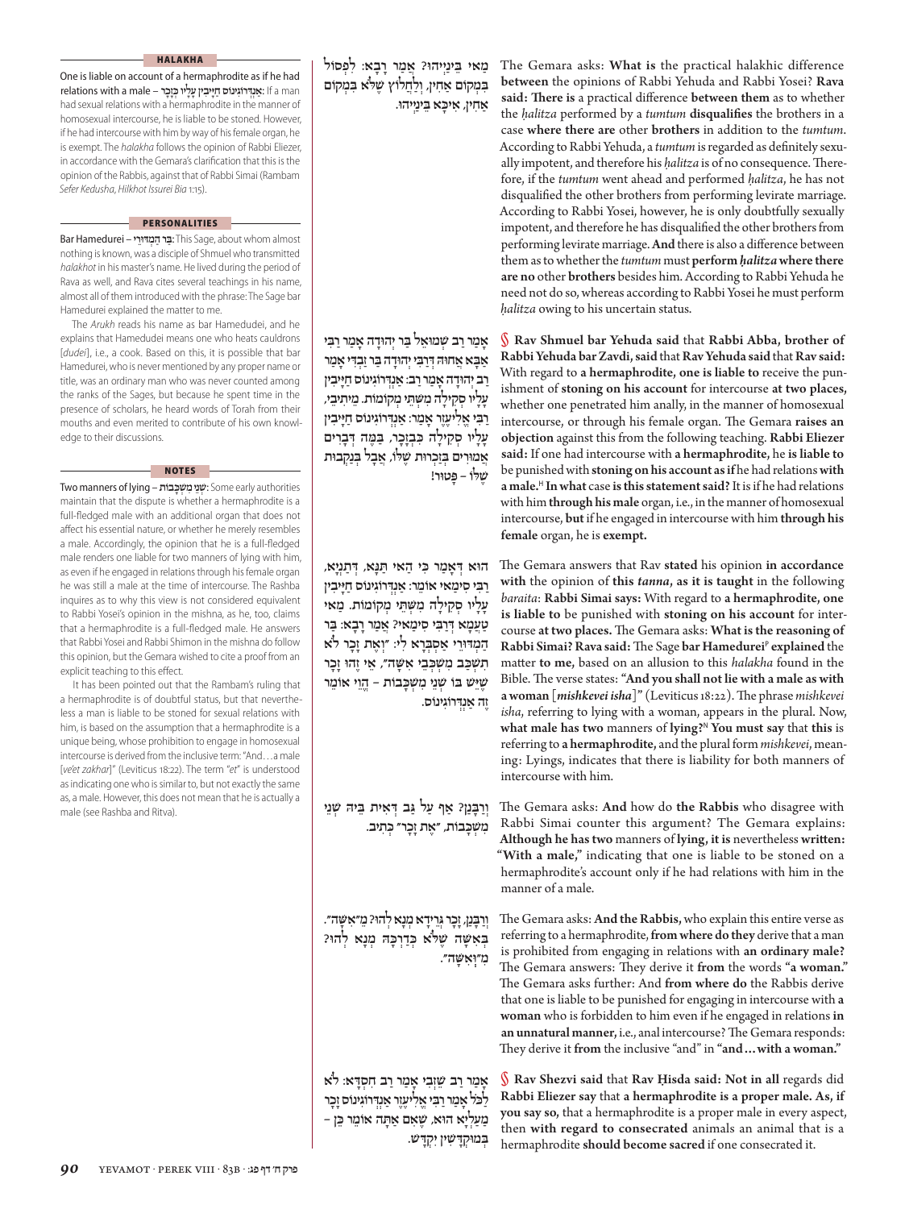## HALAKHA

**One is liable on account of a hermaphrodite as if he had relations with a male – אַנְדְּרוֹגִינוֹס חַיָּיבִין עָלָיו כְּזָכָר:** If a man had sexual relations with a hermaphrodite in the manner of homosexual intercourse, he is liable to be stoned. However, if he had intercourse with him by way of his female organ, he is exempt. The *halakha* follows the opinion of Rabbi Eliezer, in accordance with the Gemara's clarification that this is the opinion of the Rabbis, against that of Rabbi Simai (Rambam *Sefer Kedusha*, *Hilkhot Issurei Bia* 1:15).

## PERSONALITIES

**Bar Hamedurei – בַּר הַמְּדוּרֵי:** This Sage, about whom almost nothing is known, was a disciple of Shmuel who transmitted *halakhot* in his master's name. He lived during the period of Rava as well, and Rava cites several teachings in his name, almost all of them introduced with the phrase: The Sage bar Hamedurei explained the matter to me.

The *Arukh* reads his name as bar Hamedudei, and he explains that Hamedudei means one who heats cauldrons [*dudei*], i.e., a cook. Based on this, it is possible that bar Hamedurei, who is never mentioned by any proper name or title, was an ordinary man who was never counted among the ranks of the Sages, but because he spent time in the presence of scholars, he heard words of Torah from their mouths and even merited to contribute of his own knowledge to their discussions.

## NOTES

**Two manners of lying – שְׁנֵי מִשְׁכָּבוֹת:** Some early authorities maintain that the dispute is whether a hermaphrodite is a full-fledged male with an additional organ that does not affect his essential nature, or whether he merely resembles a male. Accordingly, the opinion that he is a full-fledged male renders one liable for two manners of lying with him, as even if he engaged in relations through his female organ he was still a male at the time of intercourse. The Rashba inquires as to why this view is not considered equivalent to Rabbi Yosei's opinion in the mishna, as he, too, claims that a hermaphrodite is a full-fledged male. He answers that Rabbi Yosei and Rabbi Shimon in the mishna do follow this opinion, but the Gemara wished to cite a proof from an explicit teaching to this effect.

It has been pointed out that the Rambam's ruling that a hermaphrodite is of doubtful status, but that nevertheless a man is liable to be stoned for sexual relations with him, is based on the assumption that a hermaphrodite is a unique being, whose prohibition to engage in homosexual intercourse is derived from the inclusive term: "And…a male [*ve'et zakhar*]" (Leviticus 18:22). The term "*et*" is understood as indicating one who is similar to, but not exactly the same as, a male. However, this does not mean that he is actually a male (see Rashba and Ritva).

---

מַאי בֵּינַיְיהוּ? אָמַר רָבָא: לִפְסוֹל בִּמְקוֹם אַחִין, וְלַחֲלוֹץ שֶׁלֹּא בִּמְקוֹם אַחִין, אִיכָּא בֵּינַיְיהוּ.

The Gemara asks: **What is** the practical halakhic difference **between** the opinions of Rabbi Yehuda and Rabbi Yosei? **Rava said: There is** a practical difference **between them** as to whether the *ḥalitza* performed by a *tumtum* **disqualifies** the brothers in a case **where there are** other **brothers** in addition to the *tumtum*. According to Rabbi Yehuda, a *tumtum* is regarded as definitely sexually impotent, and therefore his *ḥalitza* is of no consequence. Therefore, if the *tumtum* went ahead and performed *ḥalitza*, he has not disqualified the other brothers from performing levirate marriage. According to Rabbi Yosei, however, he is only doubtfully sexually impotent, and therefore he has disqualified the other brothers from performing levirate marriage. **And** there is also a difference between them as to whether the *tumtum* must **perform *ḥalitza* where there are no** other **brothers** besides him. According to Rabbi Yehuda he need not do so, whereas according to Rabbi Yosei he must perform *ḥalitza* owing to his uncertain status.

אָמַר רַב שְׁמוּאֵל בַּר יְהוּדָה אָמַר רַבִּי אַבָּא אֲחוּהּ דְּרַבִּי יְהוּדָה בַּר זַבְדִּי אָמַר רַב יְהוּדָה אָמַר רַב: אַנְדְּרוֹגִינוֹס חַיָּיבִין עָלָיו סְקִילָה מִשְּׁתֵּי מְקוֹמוֹת. מֵיתִיבִי, רַבִּי אֱלִיעֶזֶר אוֹמֵר: אַנְדְּרוֹגִינוֹס חַיָּיבִין עָלָיו סְקִילָה כְּזָכָר, בַּמֶּה דְּבָרִים אֲמוּרִים בְּזַכְרוּת שֶׁלּוֹ, אֲבָל בְּנַקְבוּת שֶׁלּוֹ – פָּטוּר!

**Rav Shmuel bar Yehuda said** that **Rabbi Abba, brother of Rabbi Yehuda bar Zavdi, said** that **Rav Yehuda said** that **Rav said:** With regard to **a hermaphrodite, one is liable to** receive the punishment of **stoning on his account** for intercourse **at two places,** whether one penetrated him anally, in the manner of homosexual intercourse, or through his female organ. The Gemara **raises an objection** against this from the following teaching. **Rabbi Eliezer said:** If one had intercourse with **a hermaphrodite,** he **is liable to** be punished with **stoning on his account as if** he had relations **with a male.**[H] **In what** case **is this statement said?** It is if he had relations with him **through his male** organ, i.e., in the manner of homosexual intercourse, **but** if he engaged in intercourse with him **through his female** organ, he is **exempt.**

הוּא דְּאָמַר כִּי הַאי תַּנָּא, דְּתַנְיָא, רַבִּי סִימַאי אוֹמֵר: אַנְדְּרוֹגִינוֹס חַיָּיבִין עָלָיו סְקִילָה מִשְּׁתֵּי מְקוֹמוֹת. מַאי טַעְמָא דְּרַבִּי סִימַאי? אָמַר רָבָא: בַּר הַמְּדוּרֵי אַסְבְּרָא לִי: ״וְאֶת זָכָר לֹא תִשְׁכַּב מִשְׁכְּבֵי אִשָּׁה״, אֵי זֶהוּ זָכָר שֶׁיֵּשׁ בּוֹ שְׁנֵי מִשְׁכָּבוֹת – הֱוֵי אוֹמֵר זֶה אַנְדְּרוֹגִינוֹס.

The Gemara answers that Rav **stated** his opinion **in accordance with** the opinion of **this *tanna*, as it is taught** in the following *baraita*: **Rabbi Simai says:** With regard to **a hermaphrodite, one is liable to** be punished with **stoning on his account** for intercourse **at two places.** The Gemara asks: **What is the reasoning of Rabbi Simai? Rava said:** The Sage **bar Hamedurei**[P] **explained** the matter **to me,** based on an allusion to this *halakha* found in the Bible. The verse states: **"And you shall not lie with a male as with a woman** [*mishkevei isha*]**"** (Leviticus 18:22). The phrase *mishkevei isha*, referring to lying with a woman, appears in the plural. Now, **what male has two** manners of **lying?**[N] **You must say** that **this** is referring to **a hermaphrodite,** and the plural form *mishkevei*, meaning: Lyings, indicates that there is liability for both manners of intercourse with him.

וְרַבָּנַן? אַף עַל גַּב דְּאִית בֵּיהּ שְׁנֵי מִשְׁכָּבוֹת, ״אֶת זָכָר״ כְּתִיב.

The Gemara asks: **And** how do **the Rabbis** who disagree with Rabbi Simai counter this argument? The Gemara explains: **Although he has two** manners of **lying, it is** nevertheless **written: "With a male,"** indicating that one is liable to be stoned on a hermaphrodite's account only if he had relations with him in the manner of a male.

וְרַבָּנַן, זָכָר גְּרֵידָא מְנָא לְהוּ? מֵ״אִשָּׁה״. בְּאִשָּׁה שֶׁלֹּא כְּדַרְכָּהּ מְנָא לְהוּ? מִ״וְאִשָּׁה״.

The Gemara asks: **And the Rabbis,** who explain this entire verse as referring to a hermaphrodite, **from where do they** derive that a man is prohibited from engaging in relations with **an ordinary male?** The Gemara answers: They derive it **from** the words **"a woman."** The Gemara asks further: And **from where do** the Rabbis derive that one is liable to be punished for engaging in intercourse with **a woman** who is forbidden to him even if he engaged in relations **in an unnatural manner,** i.e., anal intercourse? The Gemara responds: They derive it **from** the inclusive "and" in **"and…with a woman."**

אָמַר רַב שֵׁיזְבִי אָמַר רַב חִסְדָּא: לֹא לַכֹּל אָמַר רַבִּי אֱלִיעֶזֶר אַנְדְּרוֹגִינוֹס זָכָר מְעַלְיָא הוּא, שֶׁאִם אַתָּה אוֹמֵר כֵּן – בְּמוּקְדָּשִׁין יִקְדָּשׁ.

§ **Rav Shezvi said** that **Rav Ḥisda said: Not in all** regards did **Rabbi Eliezer say** that **a hermaphrodite is a proper male. As, if you say so,** that a hermaphrodite is a proper male in every aspect, then **with regard to consecrated** animals an animal that is a hermaphrodite **should become sacred** if one consecrated it.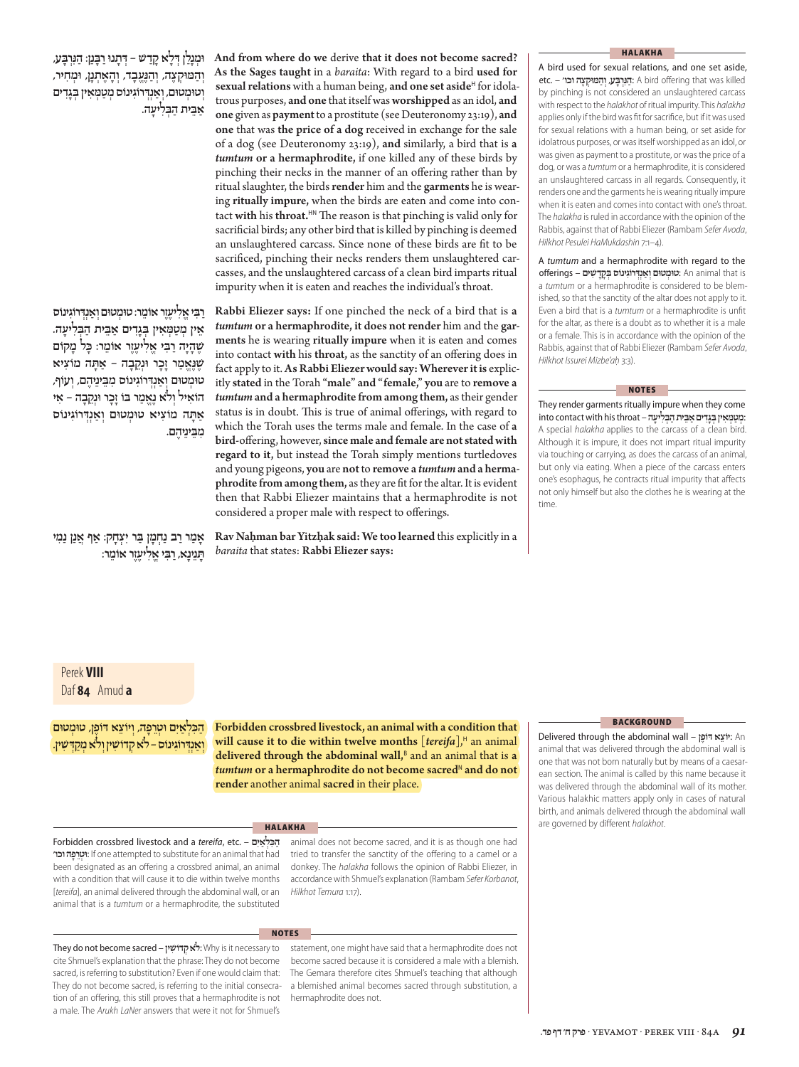וּמִנַּיִן דְּלָא קָדֵשׁ – דְּתָנוּ רַבָּנַן: הַנִּרְבָּע, וְהַמּוּקְצֶה, וְהַנֶּעֱבָד, וְהָאֶתְנַן, וּמְחִיר, וְטוּמְטוּם, וְאַנְדְּרוֹגִינוֹס מְטַמְּאִין בְּגָדִים אַבֵּית הַבְּלִיעָה.

**And from where do we** derive **that it does not become sacred? As the Sages taught** in a *baraita*: With regard to a bird **used for sexual relations** with a human being, **and one set aside**[H] for idolatrous purposes, **and one** that itself was **worshipped** as an idol, **and one** given as **payment** to a prostitute (see Deuteronomy 23:19), **and one** that was **the price of a dog** received in exchange for the sale of a dog (see Deuteronomy 23:19), **and** similarly, a bird that is **a** *tumtum* **or a hermaphrodite,** if one killed any of these birds by pinching their necks in the manner of an offering rather than by ritual slaughter, the birds **render** him and the **garments** he is wearing **ritually impure,** when the birds are eaten and come into contact **with** his **throat.**[HN] The reason is that pinching is valid only for sacrificial birds; any other bird that is killed by pinching is deemed an unslaughtered carcass. Since none of these birds are fit to be sacrificed, pinching their necks renders them unslaughtered carcasses, and the unslaughtered carcass of a clean bird imparts ritual impurity when it is eaten and reaches the individual's throat.

רַבִּי אֱלִיעֶזֶר אוֹמֵר: טוּמְטוּם וְאַנְדְּרוֹגִינוֹס אֵין מְטַמְּאִין בְּגָדִים אַבֵּית הַבְּלִיעָה. שֶׁהָיָה רַבִּי אֱלִיעֶזֶר אוֹמֵר: כָּל מָקוֹם שֶׁנֶּאֱמַר זָכָר וּנְקֵבָה – אַתָּה מוֹצִיא טוּמְטוּם וְאַנְדְּרוֹגִינוֹס מִבֵּינֵיהֶם, וְעוֹף, הוֹאִיל וְלֹא נֶאֱמַר בּוֹ זָכָר וּנְקֵבָה – אִי אַתָּה מוֹצִיא טוּמְטוּם וְאַנְדְּרוֹגִינוֹס מִבֵּינֵיהֶם.

**Rabbi Eliezer says:** If one pinched the neck of a bird that is **a** *tumtum* **or a hermaphrodite, it does not render** him and the **garments** he is wearing **ritually impure** when it is eaten and comes into contact **with** his **throat,** as the sanctity of an offering does in fact apply to it. **As Rabbi Eliezer would say: Wherever it is** explicitly **stated** in the Torah **"male" and "female," you** are to **remove a** *tumtum* **and a hermaphrodite from among them,** as their gender status is in doubt. This is true of animal offerings, with regard to which the Torah uses the terms male and female. In the case of **a bird**-offering, however, **since male and female are not stated with regard to it,** but instead the Torah simply mentions turtledoves and young pigeons, **you** are **not** to **remove a** *tumtum* **and a hermaphrodite from among them,** as they are fit for the altar. It is evident then that Rabbi Eliezer maintains that a hermaphrodite is not considered a proper male with respect to offerings.

אָמַר רַב נַחְמָן בַּר יִצְחָק: אַף אֲנַן נַמִי תָּנֵינָא, רַבִּי אֱלִיעֶזֶר אוֹמֵר:

**Rav Naḥman bar Yitzḥak said: We too learned** this explicitly in a *baraita* that states: **Rabbi Eliezer says:**

### HALAKHA

A bird used for sexual relations, and one set aside, etc. – הַנִּרְבָּע, וְהַמּוּקְצֶה וכו׳: A bird offering that was killed by pinching is not considered an unslaughtered carcass with respect to the *halakhot* of ritual impurity. This *halakha* applies only if the bird was fit for sacrifice, but if it was used for sexual relations with a human being, or set aside for idolatrous purposes, or was itself worshipped as an idol, or was given as payment to a prostitute, or was the price of a dog, or was a *tumtum* or a hermaphrodite, it is considered an unslaughtered carcass in all regards. Consequently, it renders one and the garments he is wearing ritually impure when it is eaten and comes into contact with one's throat. The *halakha* is ruled in accordance with the opinion of the Rabbis, against that of Rabbi Eliezer (Rambam *Sefer Avoda*, *Hilkhot Pesulei HaMukdashin* 7:1–4).

A *tumtum* and a hermaphrodite with regard to the offerings – טוּמְטוּם וְאַנְדְּרוֹגִינוֹס בְּקָדָשִׁים: An animal that is a *tumtum* or a hermaphrodite is considered to be blemished, so that the sanctity of the altar does not apply to it. Even a bird that is a *tumtum* or a hermaphrodite is unfit for the altar, as there is a doubt as to whether it is a male or a female. This is in accordance with the opinion of the Rabbis, against that of Rabbi Eliezer (Rambam *Sefer Avoda*, *Hilkhot Issurei Mizbe'aḥ* 3:3).

### NOTES

They render garments ritually impure when they come into contact with his throat – מְטַמְּאִין בְּגָדִים אַבֵּית הַבְּלִיעָה: A special *halakha* applies to the carcass of a clean bird. Although it is impure, it does not impart ritual impurity via touching or carrying, as does the carcass of an animal, but only via eating. When a piece of the carcass enters one's esophagus, he contracts ritual impurity that affects not only himself but also the clothes he is wearing at the time.

## Perek VIII
Daf 84 Amud a

הַכִּלְאַיִם וּטְרֵפָה, וְיוֹצֵא דוֹפֶן, טוּמְטוּם וְאַנְדְּרוֹגִינוֹס – לֹא קְדוֹשִׁין וְלֹא מְקַדְּשִׁין.

**Forbidden crossbred livestock, an animal with a condition that will cause it to die within twelve months [*tereifa*],**[H] an animal **delivered through the abdominal wall,**[B] and an animal that is **a** *tumtum* **or a hermaphrodite do not become sacred**[N] **and do not render** another animal **sacred** in their place.

### BACKGROUND

Delivered through the abdominal wall – יוֹצֵא דוֹפֶן: An animal that was delivered through the abdominal wall is one that was not born naturally but by means of a caesarean section. The animal is called by this name because it was delivered through the abdominal wall of its mother. Various halakhic matters apply only in cases of natural birth, and animals delivered through the abdominal wall are governed by different *halakhot*.

### HALAKHA

Forbidden crossbred livestock and a *tereifa*, etc. – הַכִּלְאַיִם וּטְרֵפָה וכו׳: If one attempted to substitute for an animal that had been designated as an offering a crossbred animal, an animal with a condition that will cause it to die within twelve months [*tereifa*], an animal delivered through the abdominal wall, or an animal that is a *tumtum* or a hermaphrodite, the substituted animal does not become sacred, and it is as though one had tried to transfer the sanctity of the offering to a camel or a donkey. The *halakha* follows the opinion of Rabbi Eliezer, in accordance with Shmuel's explanation (Rambam *Sefer Korbanot*, *Hilkhot Temura* 1:17).

### NOTES

They do not become sacred – לֹא קְדוֹשִׁין: Why is it necessary to cite Shmuel's explanation that the phrase: They do not become sacred, is referring to substitution? Even if one would claim that: They do not become sacred, is referring to the initial consecration of an offering, this still proves that a hermaphrodite is not a male. The *Arukh LaNer* answers that were it not for Shmuel's statement, one might have said that a hermaphrodite does not become sacred because it is considered a male with a blemish. The Gemara therefore cites Shmuel's teaching that although a blemished animal becomes sacred through substitution, a hermaphrodite does not.